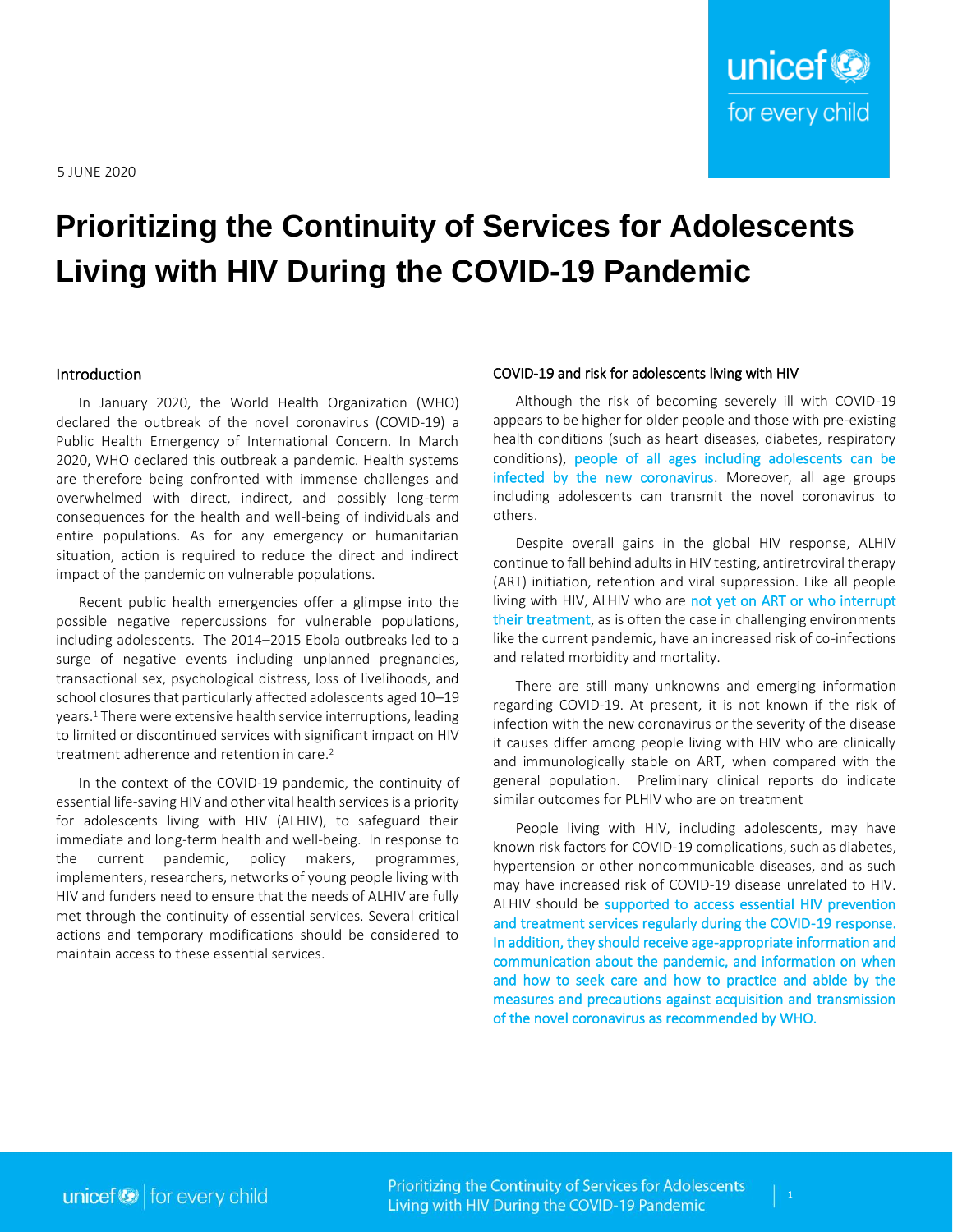5 JUNE 2020

# Prioritizing the Continuity of Services for Adolescents Living with HIV During the COVID-19 Pandemic

## Introduction

In January 2020, the World Health Organization (WHO) declared the outbreak of the novel coronavirus (COVID-19) a Public Health Emergency of International Concern. In March 2020, WHO declared this outbreak a pandemic. Health systems are therefore being confronted with immense challenges and overwhelmed with direct, indirect, and possibly long-term consequences for the health and well-being of individuals and entire populations. As for any emergency or humanitarian situation, action is required to reduce the direct and indirect impact of the pandemic on vulnerable populations.

Recent public health emergencies offer a glimpse into the possible negative repercussions for vulnerable populations, including adolescents. The 2014–2015 Ebola outbreaks led to a surge of negative events including unplanned pregnancies, transactional sex, psychological distress, loss of livelihoods, and school closures that particularly affected adolescents aged 10–19 years.[1] There were extensive health service interruptions, leading to limited or discontinued services with significant impact on HIV treatment adherence and retention in care.[2]

In the context of the COVID-19 pandemic, the continuity of essential life-saving HIV and other vital health services is a priority for adolescents living with HIV (ALHIV), to safeguard their immediate and long-term health and well-being. In response to the current pandemic, policy makers, programmes, implementers, researchers, networks of young people living with HIV and funders need to ensure that the needs of ALHIV are fully met through the continuity of essential services. Several critical actions and temporary modifications should be considered to maintain access to these essential services.

## COVID-19 and risk for adolescents living with HIV

Although the risk of becoming severely ill with COVID-19 appears to be higher for older people and those with pre-existing health conditions (such as heart diseases, diabetes, respiratory conditions), people of all ages including adolescents can be infected by the new coronavirus. Moreover, all age groups including adolescents can transmit the novel coronavirus to others.

Despite overall gains in the global HIV response, ALHIV continue to fall behind adults in HIV testing, antiretroviral therapy (ART) initiation, retention and viral suppression. Like all people living with HIV, ALHIV who are not yet on ART or who interrupt their treatment, as is often the case in challenging environments like the current pandemic, have an increased risk of co-infections and related morbidity and mortality.

There are still many unknowns and emerging information regarding COVID-19. At present, it is not known if the risk of infection with the new coronavirus or the severity of the disease it causes differ among people living with HIV who are clinically and immunologically stable on ART, when compared with the general population. Preliminary clinical reports do indicate similar outcomes for PLHIV who are on treatment

People living with HIV, including adolescents, may have known risk factors for COVID-19 complications, such as diabetes, hypertension or other noncommunicable diseases, and as such may have increased risk of COVID-19 disease unrelated to HIV. ALHIV should be supported to access essential HIV prevention and treatment services regularly during the COVID-19 response. In addition, they should receive age-appropriate information and communication about the pandemic, and information on when and how to seek care and how to practice and abide by the measures and precautions against acquisition and transmission of the novel coronavirus as recommended by WHO.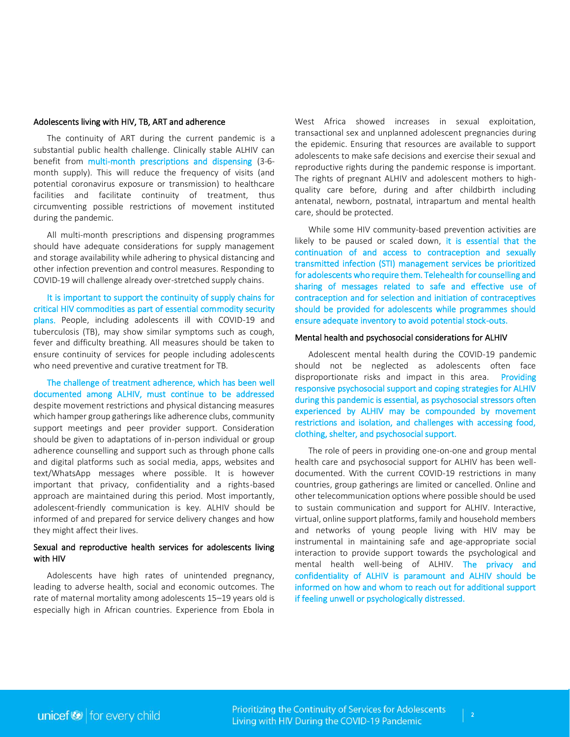### Adolescents living with HIV, TB, ART and adherence

The continuity of ART during the current pandemic is a substantial public health challenge. Clinically stable ALHIV can benefit from multi-month prescriptions and dispensing (3-6-month supply). This will reduce the frequency of visits (and potential coronavirus exposure or transmission) to healthcare facilities and facilitate continuity of treatment, thus circumventing possible restrictions of movement instituted during the pandemic.

All multi-month prescriptions and dispensing programmes should have adequate considerations for supply management and storage availability while adhering to physical distancing and other infection prevention and control measures. Responding to COVID-19 will challenge already over-stretched supply chains.

It is important to support the continuity of supply chains for critical HIV commodities as part of essential commodity security plans. People, including adolescents ill with COVID-19 and tuberculosis (TB), may show similar symptoms such as cough, fever and difficulty breathing. All measures should be taken to ensure continuity of services for people including adolescents who need preventive and curative treatment for TB.

The challenge of treatment adherence, which has been well documented among ALHIV, must continue to be addressed despite movement restrictions and physical distancing measures which hamper group gatherings like adherence clubs, community support meetings and peer provider support. Consideration should be given to adaptations of in-person individual or group adherence counselling and support such as through phone calls and digital platforms such as social media, apps, websites and text/WhatsApp messages where possible. It is however important that privacy, confidentiality and a rights-based approach are maintained during this period. Most importantly, adolescent-friendly communication is key. ALHIV should be informed of and prepared for service delivery changes and how they might affect their lives.

### Sexual and reproductive health services for adolescents living with HIV

Adolescents have high rates of unintended pregnancy, leading to adverse health, social and economic outcomes. The rate of maternal mortality among adolescents 15–19 years old is especially high in African countries. Experience from Ebola in West Africa showed increases in sexual exploitation, transactional sex and unplanned adolescent pregnancies during the epidemic. Ensuring that resources are available to support adolescents to make safe decisions and exercise their sexual and reproductive rights during the pandemic response is important. The rights of pregnant ALHIV and adolescent mothers to high-quality care before, during and after childbirth including antenatal, newborn, postnatal, intrapartum and mental health care, should be protected.

While some HIV community-based prevention activities are likely to be paused or scaled down, it is essential that the continuation of and access to contraception and sexually transmitted infection (STI) management services be prioritized for adolescents who require them. Telehealth for counselling and sharing of messages related to safe and effective use of contraception and for selection and initiation of contraceptives should be provided for adolescents while programmes should ensure adequate inventory to avoid potential stock-outs.

### Mental health and psychosocial considerations for ALHIV

Adolescent mental health during the COVID-19 pandemic should not be neglected as adolescents often face disproportionate risks and impact in this area. Providing responsive psychosocial support and coping strategies for ALHIV during this pandemic is essential, as psychosocial stressors often experienced by ALHIV may be compounded by movement restrictions and isolation, and challenges with accessing food, clothing, shelter, and psychosocial support.

The role of peers in providing one-on-one and group mental health care and psychosocial support for ALHIV has been well-documented. With the current COVID-19 restrictions in many countries, group gatherings are limited or cancelled. Online and other telecommunication options where possible should be used to sustain communication and support for ALHIV. Interactive, virtual, online support platforms, family and household members and networks of young people living with HIV may be instrumental in maintaining safe and age-appropriate social interaction to provide support towards the psychological and mental health well-being of ALHIV. The privacy and confidentiality of ALHIV is paramount and ALHIV should be informed on how and whom to reach out for additional support if feeling unwell or psychologically distressed.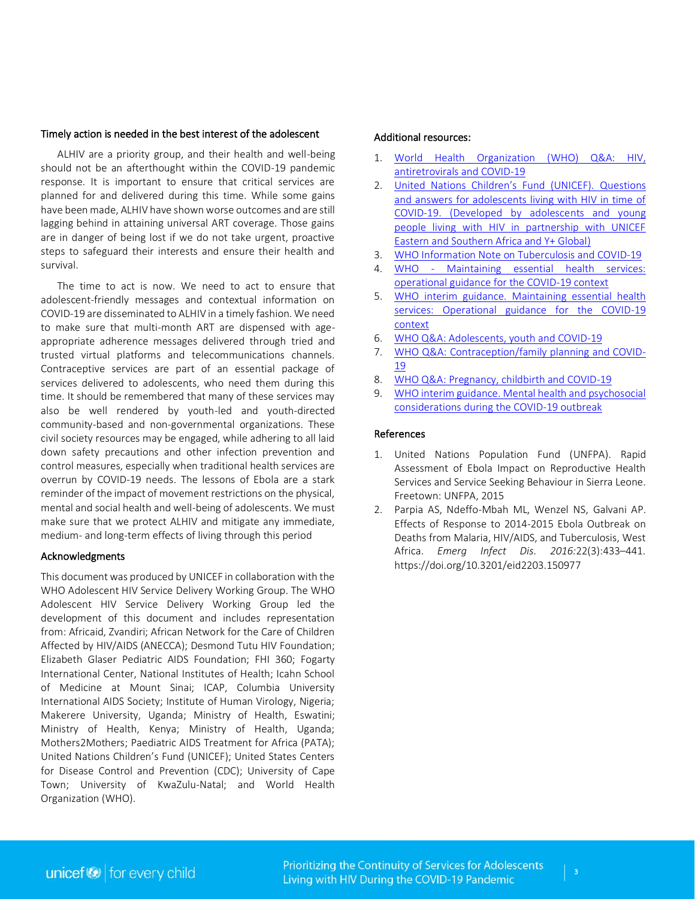## Timely action is needed in the best interest of the adolescent

ALHIV are a priority group, and their health and well-being should not be an afterthought within the COVID-19 pandemic response. It is important to ensure that critical services are planned for and delivered during this time. While some gains have been made, ALHIV have shown worse outcomes and are still lagging behind in attaining universal ART coverage. Those gains are in danger of being lost if we do not take urgent, proactive steps to safeguard their interests and ensure their health and survival.

The time to act is now. We need to act to ensure that adolescent-friendly messages and contextual information on COVID-19 are disseminated to ALHIV in a timely fashion. We need to make sure that multi-month ART are dispensed with age-appropriate adherence messages delivered through tried and trusted virtual platforms and telecommunications channels. Contraceptive services are part of an essential package of services delivered to adolescents, who need them during this time. It should be remembered that many of these services may also be well rendered by youth-led and youth-directed community-based and non-governmental organizations. These civil society resources may be engaged, while adhering to all laid down safety precautions and other infection prevention and control measures, especially when traditional health services are overrun by COVID-19 needs. The lessons of Ebola are a stark reminder of the impact of movement restrictions on the physical, mental and social health and well-being of adolescents. We must make sure that we protect ALHIV and mitigate any immediate, medium- and long-term effects of living through this period

## Acknowledgments

This document was produced by UNICEF in collaboration with the WHO Adolescent HIV Service Delivery Working Group. The WHO Adolescent HIV Service Delivery Working Group led the development of this document and includes representation from: Africaid, Zvandiri; African Network for the Care of Children Affected by HIV/AIDS (ANECCA); Desmond Tutu HIV Foundation; Elizabeth Glaser Pediatric AIDS Foundation; FHI 360; Fogarty International Center, National Institutes of Health; Icahn School of Medicine at Mount Sinai; ICAP, Columbia University International AIDS Society; Institute of Human Virology, Nigeria; Makerere University, Uganda; Ministry of Health, Eswatini; Ministry of Health, Kenya; Ministry of Health, Uganda; Mothers2Mothers; Paediatric AIDS Treatment for Africa (PATA); United Nations Children's Fund (UNICEF); United States Centers for Disease Control and Prevention (CDC); University of Cape Town; University of KwaZulu-Natal; and World Health Organization (WHO).

## Additional resources:

1. World Health Organization (WHO) Q&A: HIV, antiretrovirals and COVID-19
2. United Nations Children's Fund (UNICEF). Questions and answers for adolescents living with HIV in time of COVID-19. (Developed by adolescents and young people living with HIV in partnership with UNICEF Eastern and Southern Africa and Y+ Global)
3. WHO Information Note on Tuberculosis and COVID-19
4. WHO - Maintaining essential health services: operational guidance for the COVID-19 context
5. WHO interim guidance. Maintaining essential health services: Operational guidance for the COVID-19 context
6. WHO Q&A: Adolescents, youth and COVID-19
7. WHO Q&A: Contraception/family planning and COVID-19
8. WHO Q&A: Pregnancy, childbirth and COVID-19
9. WHO interim guidance. Mental health and psychosocial considerations during the COVID-19 outbreak

## References

1. United Nations Population Fund (UNFPA). Rapid Assessment of Ebola Impact on Reproductive Health Services and Service Seeking Behaviour in Sierra Leone. Freetown: UNFPA, 2015
2. Parpia AS, Ndeffo-Mbah ML, Wenzel NS, Galvani AP. Effects of Response to 2014-2015 Ebola Outbreak on Deaths from Malaria, HIV/AIDS, and Tuberculosis, West Africa. *Emerg Infect Dis. 2016:*22(3):433–441. https://doi.org/10.3201/eid2203.150977